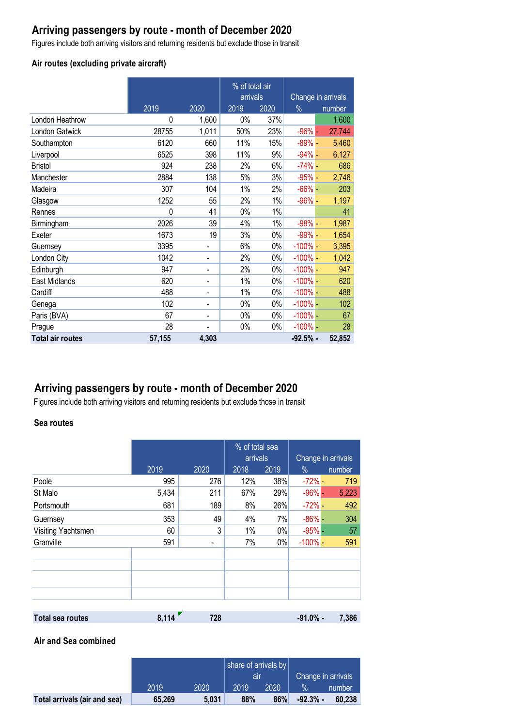## Arriving passengers by route - month of December 2020

Figures include both arriving visitors and returning residents but exclude those in transit

### Air routes (excluding private aircraft)

| | | | % of total air arrivals | | Change in arrivals | |
|---|---|---|---|---|---|---|
| | 2019 | 2020 | 2019 | 2020 | % | number |
| London Heathrow | 0 | 1,600 | 0% | 37% | | 1,600 |
| London Gatwick | 28755 | 1,011 | 50% | 23% | -96% | - 27,744 |
| Southampton | 6120 | 660 | 11% | 15% | -89% | - 5,460 |
| Liverpool | 6525 | 398 | 11% | 9% | -94% | - 6,127 |
| Bristol | 924 | 238 | 2% | 6% | -74% | - 686 |
| Manchester | 2884 | 138 | 5% | 3% | -95% | - 2,746 |
| Madeira | 307 | 104 | 1% | 2% | -66% | - 203 |
| Glasgow | 1252 | 55 | 2% | 1% | -96% | - 1,197 |
| Rennes | 0 | 41 | 0% | 1% | | 41 |
| Birmingham | 2026 | 39 | 4% | 1% | -98% | - 1,987 |
| Exeter | 1673 | 19 | 3% | 0% | -99% | - 1,654 |
| Guernsey | 3395 | - | 6% | 0% | -100% | - 3,395 |
| London City | 1042 | - | 2% | 0% | -100% | - 1,042 |
| Edinburgh | 947 | - | 2% | 0% | -100% | - 947 |
| East Midlands | 620 | - | 1% | 0% | -100% | - 620 |
| Cardiff | 488 | - | 1% | 0% | -100% | - 488 |
| Genega | 102 | - | 0% | 0% | -100% | - 102 |
| Paris (BVA) | 67 | - | 0% | 0% | -100% | - 67 |
| Prague | 28 | - | 0% | 0% | -100% | - 28 |
| **Total air routes** | **57,155** | **4,303** | | | **-92.5%** | **- 52,852** |

## Arriving passengers by route - month of December 2020

Figures include both arriving visitors and returning residents but exclude those in transit

### Sea routes

| | | | % of total sea arrivals | | Change in arrivals | |
|---|---|---|---|---|---|---|
| | 2019 | 2020 | 2018 | 2019 | % | number |
| Poole | 995 | 276 | 12% | 38% | -72% | - 719 |
| St Malo | 5,434 | 211 | 67% | 29% | -96% | - 5,223 |
| Portsmouth | 681 | 189 | 8% | 26% | -72% | - 492 |
| Guernsey | 353 | 49 | 4% | 7% | -86% | - 304 |
| Visiting Yachtsmen | 60 | 3 | 1% | 0% | -95% | - 57 |
| Granville | 591 | - | 7% | 0% | -100% | - 591 |
| **Total sea routes** | **8,114** | **728** | | | **-91.0%** | **- 7,386** |

### Air and Sea combined

| | | | share of arrivals by air | | Change in arrivals | |
|---|---|---|---|---|---|---|
| | 2019 | 2020 | 2019 | 2020 | % | number |
| **Total arrivals (air and sea)** | **65,269** | **5,031** | **88%** | **86%** | **-92.3%** | **- 60,238** |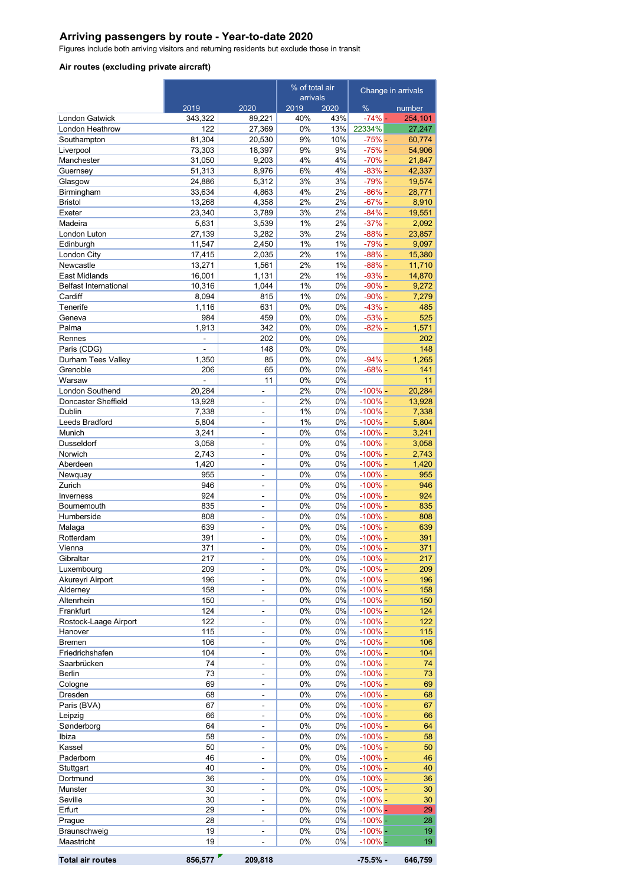## Arriving passengers by route - Year-to-date 2020

Figures include both arriving visitors and returning residents but exclude those in transit

### Air routes (excluding private aircraft)

| | 2019 | 2020 | % of total air arrivals 2019 | % of total air arrivals 2020 | Change in arrivals % | Change in arrivals number |
|---|---|---|---|---|---|---|
| London Gatwick | 343,322 | 89,221 | 40% | 43% | -74% | - 254,101 |
| London Heathrow | 122 | 27,369 | 0% | 13% | 22334% | 27,247 |
| Southampton | 81,304 | 20,530 | 9% | 10% | -75% | - 60,774 |
| Liverpool | 73,303 | 18,397 | 9% | 9% | -75% | - 54,906 |
| Manchester | 31,050 | 9,203 | 4% | 4% | -70% | - 21,847 |
| Guernsey | 51,313 | 8,976 | 6% | 4% | -83% | - 42,337 |
| Glasgow | 24,886 | 5,312 | 3% | 3% | -79% | - 19,574 |
| Birmingham | 33,634 | 4,863 | 4% | 2% | -86% | - 28,771 |
| Bristol | 13,268 | 4,358 | 2% | 2% | -67% | - 8,910 |
| Exeter | 23,340 | 3,789 | 3% | 2% | -84% | - 19,551 |
| Madeira | 5,631 | 3,539 | 1% | 2% | -37% | - 2,092 |
| London Luton | 27,139 | 3,282 | 3% | 2% | -88% | - 23,857 |
| Edinburgh | 11,547 | 2,450 | 1% | 1% | -79% | - 9,097 |
| London City | 17,415 | 2,035 | 2% | 1% | -88% | - 15,380 |
| Newcastle | 13,271 | 1,561 | 2% | 1% | -88% | - 11,710 |
| East Midlands | 16,001 | 1,131 | 2% | 1% | -93% | - 14,870 |
| Belfast International | 10,316 | 1,044 | 1% | 0% | -90% | - 9,272 |
| Cardiff | 8,094 | 815 | 1% | 0% | -90% | - 7,279 |
| Tenerife | 1,116 | 631 | 0% | 0% | -43% | - 485 |
| Geneva | 984 | 459 | 0% | 0% | -53% | - 525 |
| Palma | 1,913 | 342 | 0% | 0% | -82% | - 1,571 |
| Rennes | - | 202 | 0% | 0% | | 202 |
| Paris (CDG) | - | 148 | 0% | 0% | | 148 |
| Durham Tees Valley | 1,350 | 85 | 0% | 0% | -94% | - 1,265 |
| Grenoble | 206 | 65 | 0% | 0% | -68% | - 141 |
| Warsaw | - | 11 | 0% | 0% | | 11 |
| London Southend | 20,284 | - | 2% | 0% | -100% | - 20,284 |
| Doncaster Sheffield | 13,928 | - | 2% | 0% | -100% | - 13,928 |
| Dublin | 7,338 | - | 1% | 0% | -100% | - 7,338 |
| Leeds Bradford | 5,804 | - | 1% | 0% | -100% | - 5,804 |
| Munich | 3,241 | - | 0% | 0% | -100% | - 3,241 |
| Dusseldorf | 3,058 | - | 0% | 0% | -100% | - 3,058 |
| Norwich | 2,743 | - | 0% | 0% | -100% | - 2,743 |
| Aberdeen | 1,420 | - | 0% | 0% | -100% | - 1,420 |
| Newquay | 955 | - | 0% | 0% | -100% | - 955 |
| Zurich | 946 | - | 0% | 0% | -100% | - 946 |
| Inverness | 924 | - | 0% | 0% | -100% | - 924 |
| Bournemouth | 835 | - | 0% | 0% | -100% | - 835 |
| Humberside | 808 | - | 0% | 0% | -100% | - 808 |
| Malaga | 639 | - | 0% | 0% | -100% | - 639 |
| Rotterdam | 391 | - | 0% | 0% | -100% | - 391 |
| Vienna | 371 | - | 0% | 0% | -100% | - 371 |
| Gibraltar | 217 | - | 0% | 0% | -100% | - 217 |
| Luxembourg | 209 | - | 0% | 0% | -100% | - 209 |
| Akureyri Airport | 196 | - | 0% | 0% | -100% | - 196 |
| Alderney | 158 | - | 0% | 0% | -100% | - 158 |
| Altenrhein | 150 | - | 0% | 0% | -100% | - 150 |
| Frankfurt | 124 | - | 0% | 0% | -100% | - 124 |
| Rostock-Laage Airport | 122 | - | 0% | 0% | -100% | - 122 |
| Hanover | 115 | - | 0% | 0% | -100% | - 115 |
| Bremen | 106 | - | 0% | 0% | -100% | - 106 |
| Friedrichshafen | 104 | - | 0% | 0% | -100% | - 104 |
| Saarbrücken | 74 | - | 0% | 0% | -100% | - 74 |
| Berlin | 73 | - | 0% | 0% | -100% | - 73 |
| Cologne | 69 | - | 0% | 0% | -100% | - 69 |
| Dresden | 68 | - | 0% | 0% | -100% | - 68 |
| Paris (BVA) | 67 | - | 0% | 0% | -100% | - 67 |
| Leipzig | 66 | - | 0% | 0% | -100% | - 66 |
| Sønderborg | 64 | - | 0% | 0% | -100% | - 64 |
| Ibiza | 58 | - | 0% | 0% | -100% | - 58 |
| Kassel | 50 | - | 0% | 0% | -100% | - 50 |
| Paderborn | 46 | - | 0% | 0% | -100% | - 46 |
| Stuttgart | 40 | - | 0% | 0% | -100% | - 40 |
| Dortmund | 36 | - | 0% | 0% | -100% | - 36 |
| Munster | 30 | - | 0% | 0% | -100% | - 30 |
| Seville | 30 | - | 0% | 0% | -100% | - 30 |
| Erfurt | 29 | - | 0% | 0% | -100% | - 29 |
| Prague | 28 | - | 0% | 0% | -100% | - 28 |
| Braunschweig | 19 | - | 0% | 0% | -100% | - 19 |
| Maastricht | 19 | - | 0% | 0% | -100% | - 19 |
| **Total air routes** | **856,577** | **209,818** | | | **-75.5%** | **- 646,759** |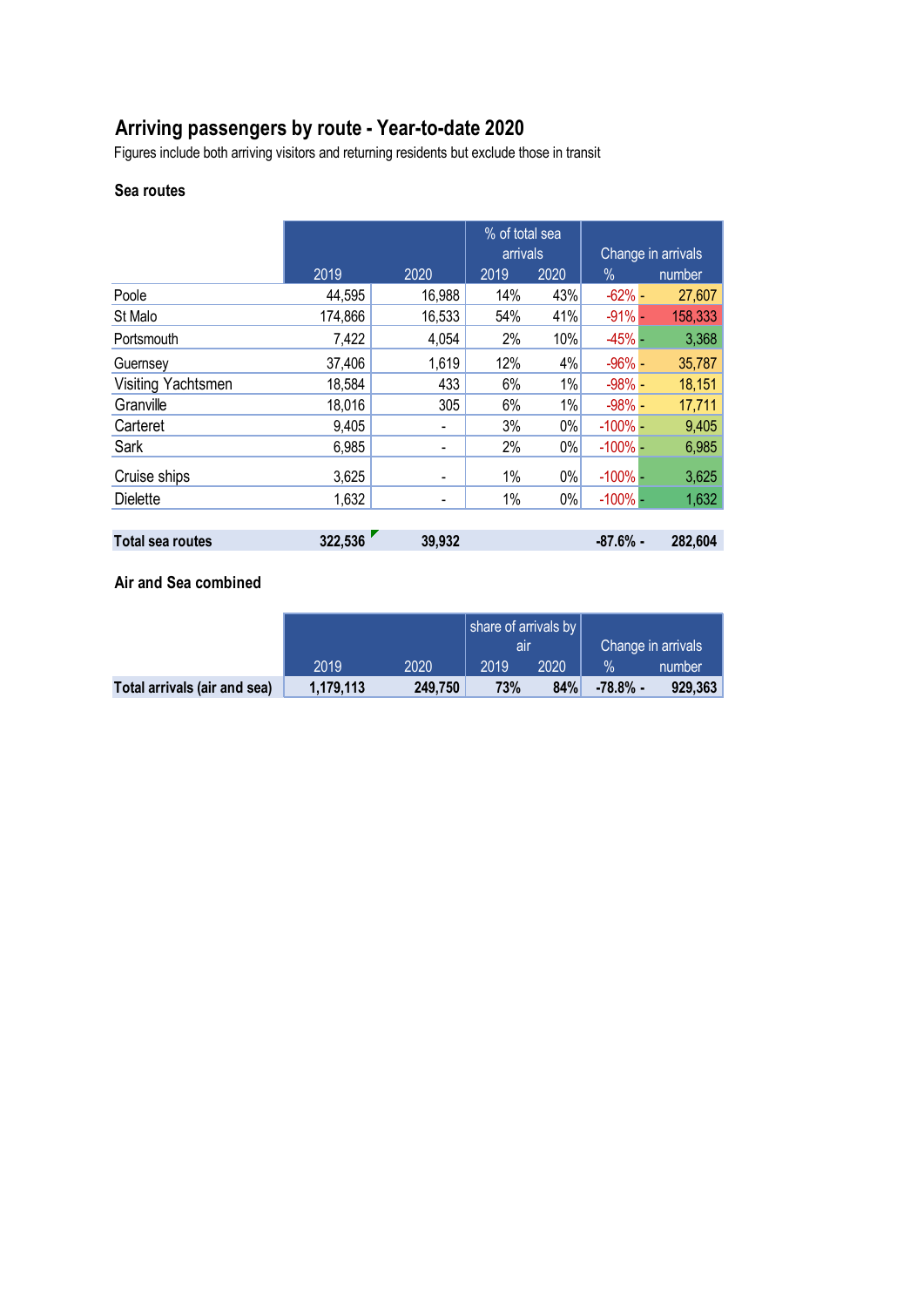# Arriving passengers by route - Year-to-date 2020

Figures include both arriving visitors and returning residents but exclude those in transit

## Sea routes

| | | | % of total sea arrivals | | Change in arrivals | |
|---|---|---|---|---|---|---|
| | 2019 | 2020 | 2019 | 2020 | % | number |
| Poole | 44,595 | 16,988 | 14% | 43% | -62% | - 27,607 |
| St Malo | 174,866 | 16,533 | 54% | 41% | -91% | - 158,333 |
| Portsmouth | 7,422 | 4,054 | 2% | 10% | -45% | - 3,368 |
| Guernsey | 37,406 | 1,619 | 12% | 4% | -96% | - 35,787 |
| Visiting Yachtsmen | 18,584 | 433 | 6% | 1% | -98% | - 18,151 |
| Granville | 18,016 | 305 | 6% | 1% | -98% | - 17,711 |
| Carteret | 9,405 | - | 3% | 0% | -100% | - 9,405 |
| Sark | 6,985 | - | 2% | 0% | -100% | - 6,985 |
| Cruise ships | 3,625 | - | 1% | 0% | -100% | - 3,625 |
| Dielette | 1,632 | - | 1% | 0% | -100% | - 1,632 |
| **Total sea routes** | **322,536** | **39,932** | | | **-87.6%** | **- 282,604** |

## Air and Sea combined

| | | | share of arrivals by air | | Change in arrivals | |
|---|---|---|---|---|---|---|
| | 2019 | 2020 | 2019 | 2020 | % | number |
| **Total arrivals (air and sea)** | **1,179,113** | **249,750** | **73%** | **84%** | **-78.8%** | **- 929,363** |